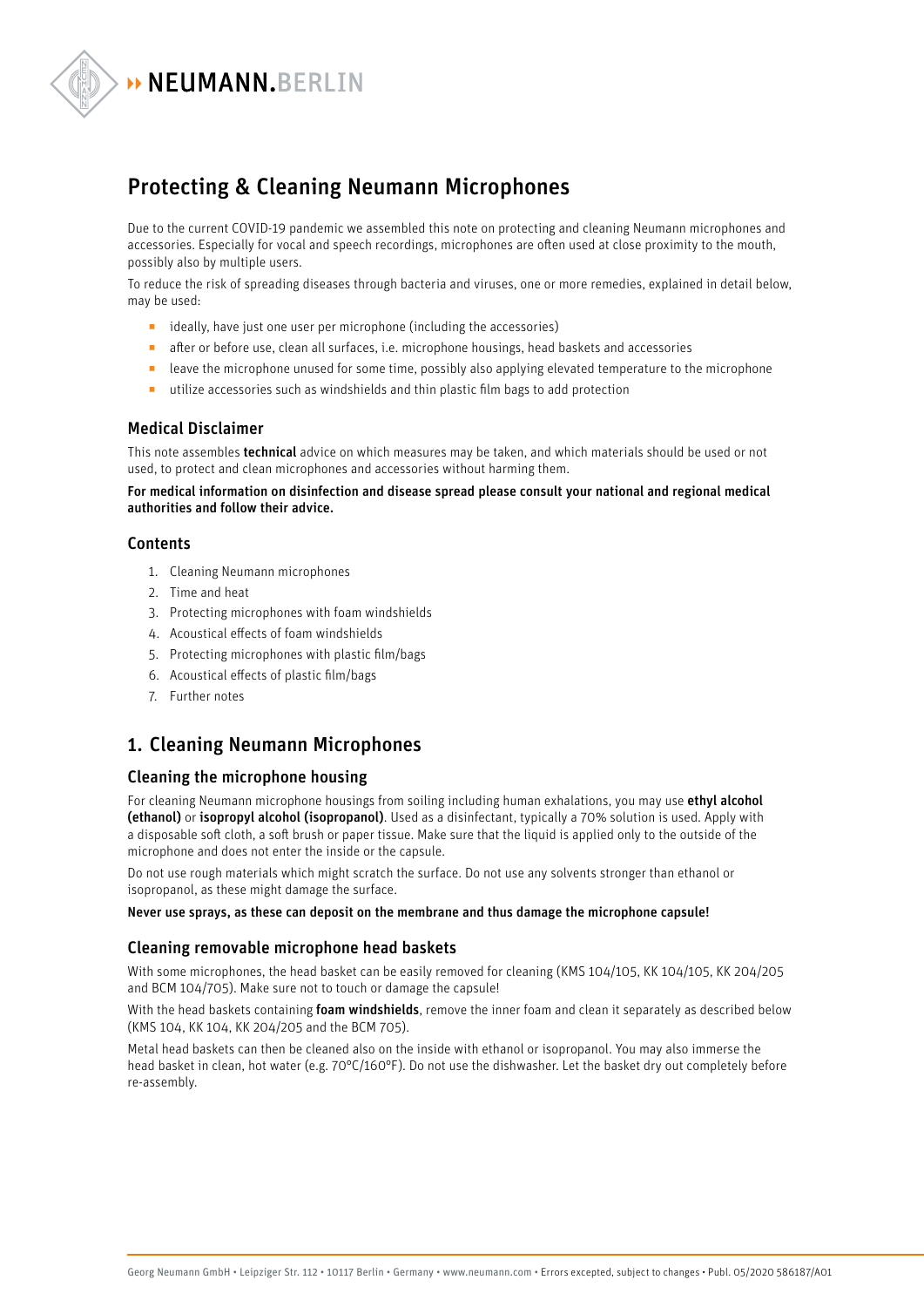# Protecting & Cleaning Neumann Microphones

Due to the current COVID-19 pandemic we assembled this note on protecting and cleaning Neumann microphones and accessories. Especially for vocal and speech recordings, microphones are often used at close proximity to the mouth, possibly also by multiple users.

To reduce the risk of spreading diseases through bacteria and viruses, one or more remedies, explained in detail below, may be used:

- ideally, have just one user per microphone (including the accessories)
- after or before use, clean all surfaces, i.e. microphone housings, head baskets and accessories
- leave the microphone unused for some time, possibly also applying elevated temperature to the microphone
- utilize accessories such as windshields and thin plastic film bags to add protection

## Medical Disclaimer

This note assembles **technical** advice on which measures may be taken, and which materials should be used or not used, to protect and clean microphones and accessories without harming them.

**For medical information on disinfection and disease spread please consult your national and regional medical authorities and follow their advice.**

## Contents

1. Cleaning Neumann microphones
2. Time and heat
3. Protecting microphones with foam windshields
4. Acoustical effects of foam windshields
5. Protecting microphones with plastic film/bags
6. Acoustical effects of plastic film/bags
7. Further notes

## 1. Cleaning Neumann Microphones

### Cleaning the microphone housing

For cleaning Neumann microphone housings from soiling including human exhalations, you may use **ethyl alcohol (ethanol)** or **isopropyl alcohol (isopropanol)**. Used as a disinfectant, typically a 70% solution is used. Apply with a disposable soft cloth, a soft brush or paper tissue. Make sure that the liquid is applied only to the outside of the microphone and does not enter the inside or the capsule.

Do not use rough materials which might scratch the surface. Do not use any solvents stronger than ethanol or isopropanol, as these might damage the surface.

**Never use sprays, as these can deposit on the membrane and thus damage the microphone capsule!**

### Cleaning removable microphone head baskets

With some microphones, the head basket can be easily removed for cleaning (KMS 104/105, KK 104/105, KK 204/205 and BCM 104/705). Make sure not to touch or damage the capsule!

With the head baskets containing **foam windshields**, remove the inner foam and clean it separately as described below (KMS 104, KK 104, KK 204/205 and the BCM 705).

Metal head baskets can then be cleaned also on the inside with ethanol or isopropanol. You may also immerse the head basket in clean, hot water (e.g. 70°C/160°F). Do not use the dishwasher. Let the basket dry out completely before re-assembly.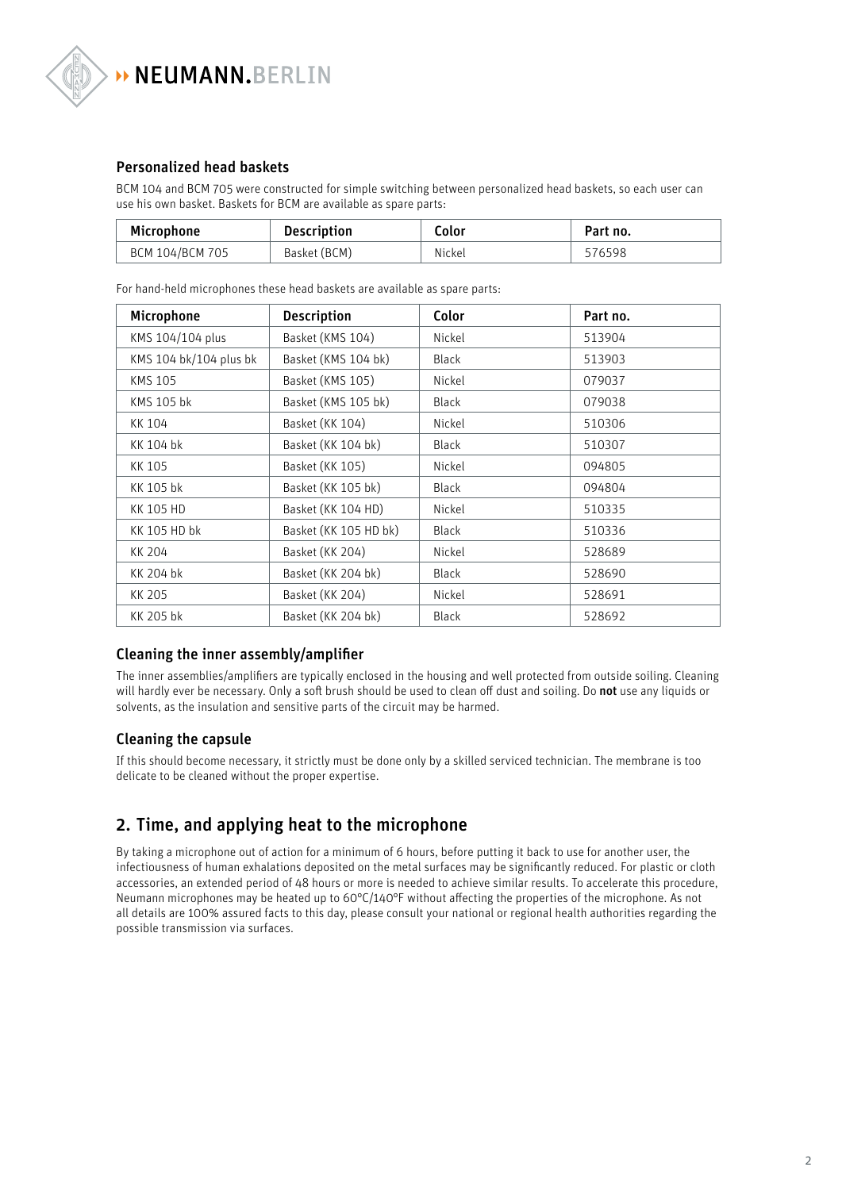### Personalized head baskets

BCM 104 and BCM 705 were constructed for simple switching between personalized head baskets, so each user can use his own basket. Baskets for BCM are available as spare parts:

| Microphone | Description | Color | Part no. |
|---|---|---|---|
| BCM 104/BCM 705 | Basket (BCM) | Nickel | 576598 |

For hand-held microphones these head baskets are available as spare parts:

| Microphone | Description | Color | Part no. |
|---|---|---|---|
| KMS 104/104 plus | Basket (KMS 104) | Nickel | 513904 |
| KMS 104 bk/104 plus bk | Basket (KMS 104 bk) | Black | 513903 |
| KMS 105 | Basket (KMS 105) | Nickel | 079037 |
| KMS 105 bk | Basket (KMS 105 bk) | Black | 079038 |
| KK 104 | Basket (KK 104) | Nickel | 510306 |
| KK 104 bk | Basket (KK 104 bk) | Black | 510307 |
| KK 105 | Basket (KK 105) | Nickel | 094805 |
| KK 105 bk | Basket (KK 105 bk) | Black | 094804 |
| KK 105 HD | Basket (KK 104 HD) | Nickel | 510335 |
| KK 105 HD bk | Basket (KK 105 HD bk) | Black | 510336 |
| KK 204 | Basket (KK 204) | Nickel | 528689 |
| KK 204 bk | Basket (KK 204 bk) | Black | 528690 |
| KK 205 | Basket (KK 204) | Nickel | 528691 |
| KK 205 bk | Basket (KK 204 bk) | Black | 528692 |

### Cleaning the inner assembly/amplifier

The inner assemblies/amplifiers are typically enclosed in the housing and well protected from outside soiling. Cleaning will hardly ever be necessary. Only a soft brush should be used to clean off dust and soiling. Do **not** use any liquids or solvents, as the insulation and sensitive parts of the circuit may be harmed.

### Cleaning the capsule

If this should become necessary, it strictly must be done only by a skilled serviced technician. The membrane is too delicate to be cleaned without the proper expertise.

## 2. Time, and applying heat to the microphone

By taking a microphone out of action for a minimum of 6 hours, before putting it back to use for another user, the infectiousness of human exhalations deposited on the metal surfaces may be significantly reduced. For plastic or cloth accessories, an extended period of 48 hours or more is needed to achieve similar results. To accelerate this procedure, Neumann microphones may be heated up to 60°C/140°F without affecting the properties of the microphone. As not all details are 100% assured facts to this day, please consult your national or regional health authorities regarding the possible transmission via surfaces.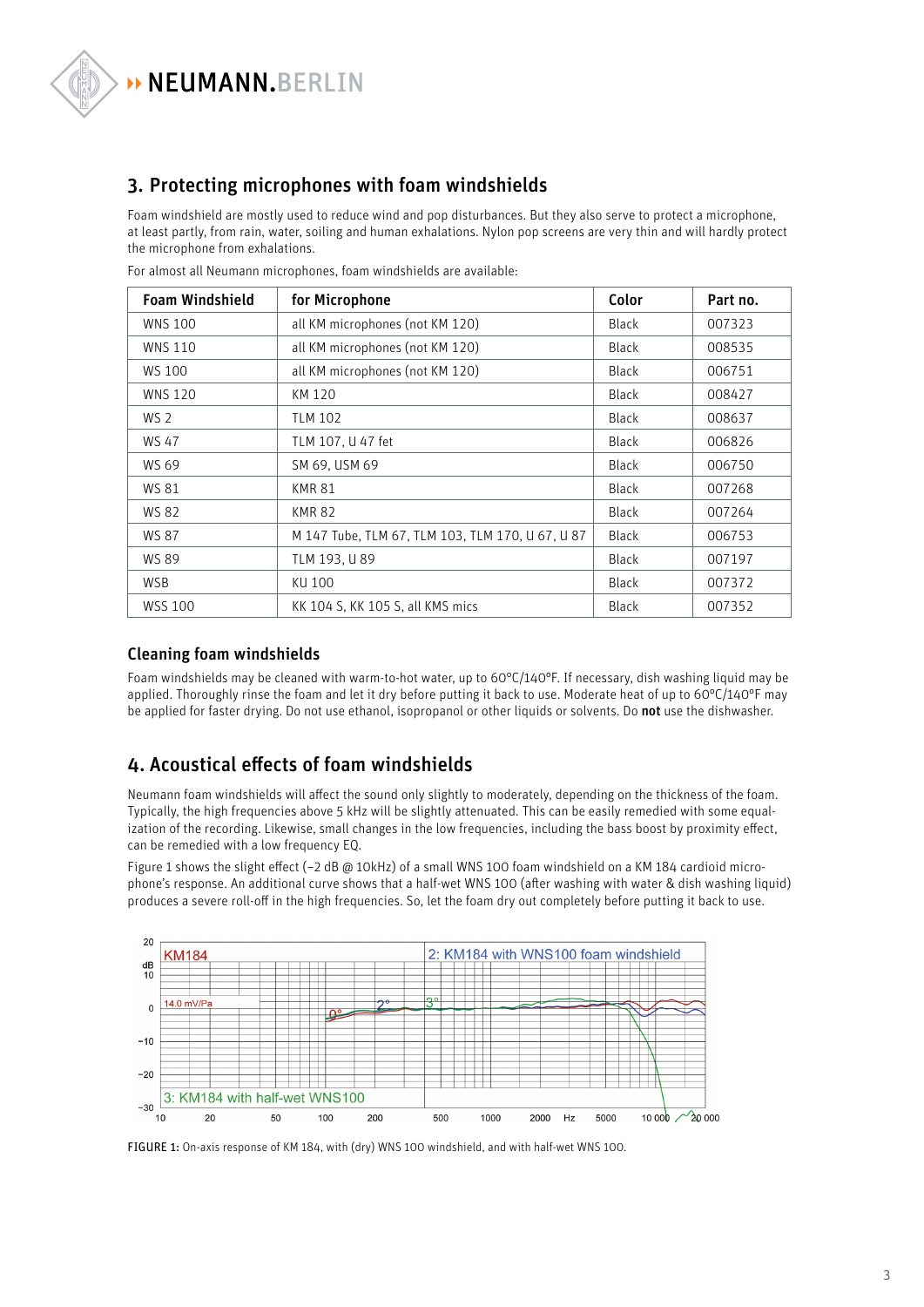## 3. Protecting microphones with foam windshields

Foam windshield are mostly used to reduce wind and pop disturbances. But they also serve to protect a microphone, at least partly, from rain, water, soiling and human exhalations. Nylon pop screens are very thin and will hardly protect the microphone from exhalations.

For almost all Neumann microphones, foam windshields are available:

| Foam Windshield | for Microphone | Color | Part no. |
|---|---|---|---|
| WNS 100 | all KM microphones (not KM 120) | Black | 007323 |
| WNS 110 | all KM microphones (not KM 120) | Black | 008535 |
| WS 100 | all KM microphones (not KM 120) | Black | 006751 |
| WNS 120 | KM 120 | Black | 008427 |
| WS 2 | TLM 102 | Black | 008637 |
| WS 47 | TLM 107, U 47 fet | Black | 006826 |
| WS 69 | SM 69, USM 69 | Black | 006750 |
| WS 81 | KMR 81 | Black | 007268 |
| WS 82 | KMR 82 | Black | 007264 |
| WS 87 | M 147 Tube, TLM 67, TLM 103, TLM 170, U 67, U 87 | Black | 006753 |
| WS 89 | TLM 193, U 89 | Black | 007197 |
| WSB | KU 100 | Black | 007372 |
| WSS 100 | KK 104 S, KK 105 S, all KMS mics | Black | 007352 |

### Cleaning foam windshields

Foam windshields may be cleaned with warm-to-hot water, up to 60°C/140°F. If necessary, dish washing liquid may be applied. Thoroughly rinse the foam and let it dry before putting it back to use. Moderate heat of up to 60°C/140°F may be applied for faster drying. Do not use ethanol, isopropanol or other liquids or solvents. Do **not** use the dishwasher.

## 4. Acoustical effects of foam windshields

Neumann foam windshields will affect the sound only slightly to moderately, depending on the thickness of the foam. Typically, the high frequencies above 5 kHz will be slightly attenuated. This can be easily remedied with some equalization of the recording. Likewise, small changes in the low frequencies, including the bass boost by proximity effect, can be remedied with a low frequency EQ.

Figure 1 shows the slight effect (–2 dB @ 10kHz) of a small WNS 100 foam windshield on a KM 184 cardioid microphone's response. An additional curve shows that a half-wet WNS 100 (after washing with water & dish washing liquid) produces a severe roll-off in the high frequencies. So, let the foam dry out completely before putting it back to use.

KM184
2: KM184 with WNS100 foam windshield
3: KM184 with half-wet WNS100
14.0 mV/Pa
0°
2°
3°
dB
20
10
0
−10
−20
−30
10 20 50 100 200 500 1000 2000 Hz 5000 10 000 20 000

FIGURE 1: On-axis response of KM 184, with (dry) WNS 100 windshield, and with half-wet WNS 100.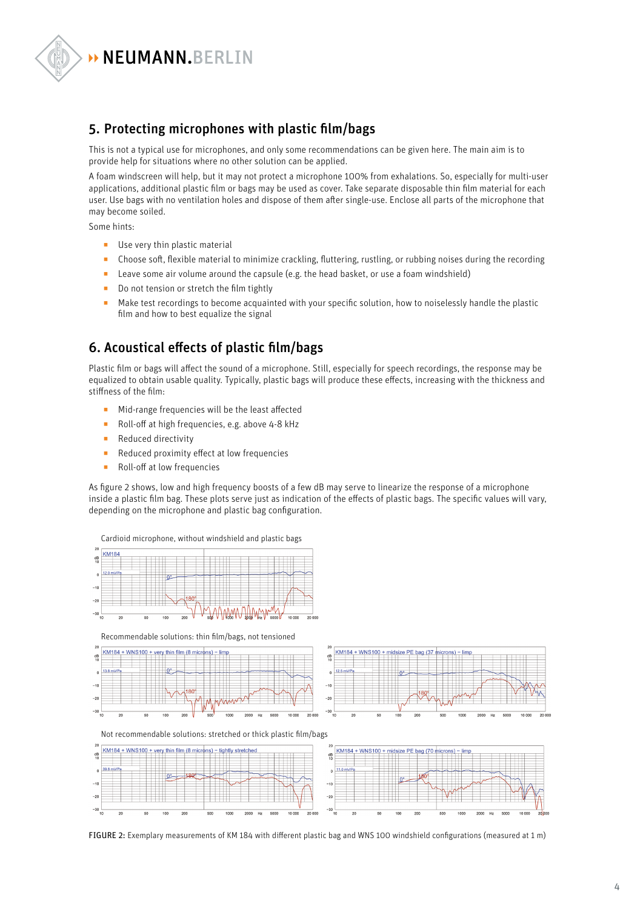## 5. Protecting microphones with plastic film/bags

This is not a typical use for microphones, and only some recommendations can be given here. The main aim is to provide help for situations where no other solution can be applied.

A foam windscreen will help, but it may not protect a microphone 100% from exhalations. So, especially for multi-user applications, additional plastic film or bags may be used as cover. Take separate disposable thin film material for each user. Use bags with no ventilation holes and dispose of them after single-use. Enclose all parts of the microphone that may become soiled.

Some hints:

- Use very thin plastic material
- Choose soft, flexible material to minimize crackling, fluttering, rustling, or rubbing noises during the recording
- Leave some air volume around the capsule (e.g. the head basket, or use a foam windshield)
- Do not tension or stretch the film tightly
- Make test recordings to become acquainted with your specific solution, how to noiselessly handle the plastic film and how to best equalize the signal

## 6. Acoustical effects of plastic film/bags

Plastic film or bags will affect the sound of a microphone. Still, especially for speech recordings, the response may be equalized to obtain usable quality. Typically, plastic bags will produce these effects, increasing with the thickness and stiffness of the film:

- Mid-range frequencies will be the least affected
- Roll-off at high frequencies, e.g. above 4-8 kHz
- Reduced directivity
- Reduced proximity effect at low frequencies
- Roll-off at low frequencies

As figure 2 shows, low and high frequency boosts of a few dB may serve to linearize the response of a microphone inside a plastic film bag. These plots serve just as indication of the effects of plastic bags. The specific values will vary, depending on the microphone and plastic bag configuration.

Cardioid microphone, without windshield and plastic bags

KM184
12.0 mV/Pa
0°
180°

Recommendable solutions: thin film/bags, not tensioned

KM184 + WNS100 + very thin film (8 microns) – limp
13.8 mV/Pa
0°
180°

KM184 + WNS100 + midsize PE bag (37 microns) – limp
12.5 mV/Pa
0°
180°

Not recommendable solutions: stretched or thick plastic film/bags

KM184 + WNS100 + very thin film (8 microns) – tightly stretched
29.8 mV/Pa
0°
180°

KM184 + WNS100 + midsize PE bag (70 microns) – limp
11.0 mV/Pa
0°
180°

dB: 20, 10, 0, −10, −20, −30
Hz: 10, 20, 50, 100, 200, 500, 1000, 2000, 5000, 10 000, 20 000

FIGURE 2: Exemplary measurements of KM 184 with different plastic bag and WNS 100 windshield configurations (measured at 1 m)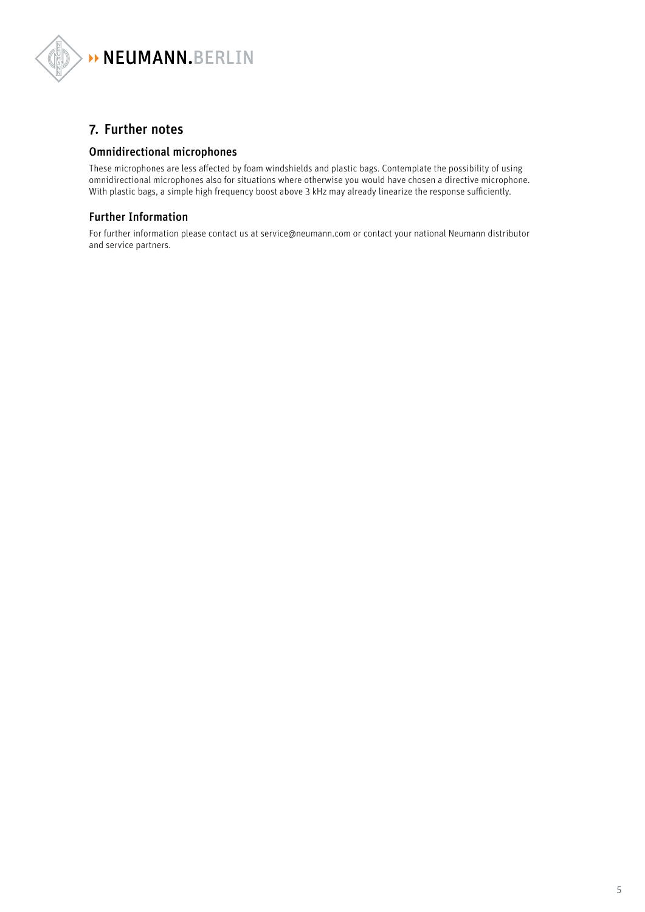## 7. Further notes

### Omnidirectional microphones

These microphones are less affected by foam windshields and plastic bags. Contemplate the possibility of using omnidirectional microphones also for situations where otherwise you would have chosen a directive microphone. With plastic bags, a simple high frequency boost above 3 kHz may already linearize the response sufficiently.

### Further Information

For further information please contact us at service@neumann.com or contact your national Neumann distributor and service partners.